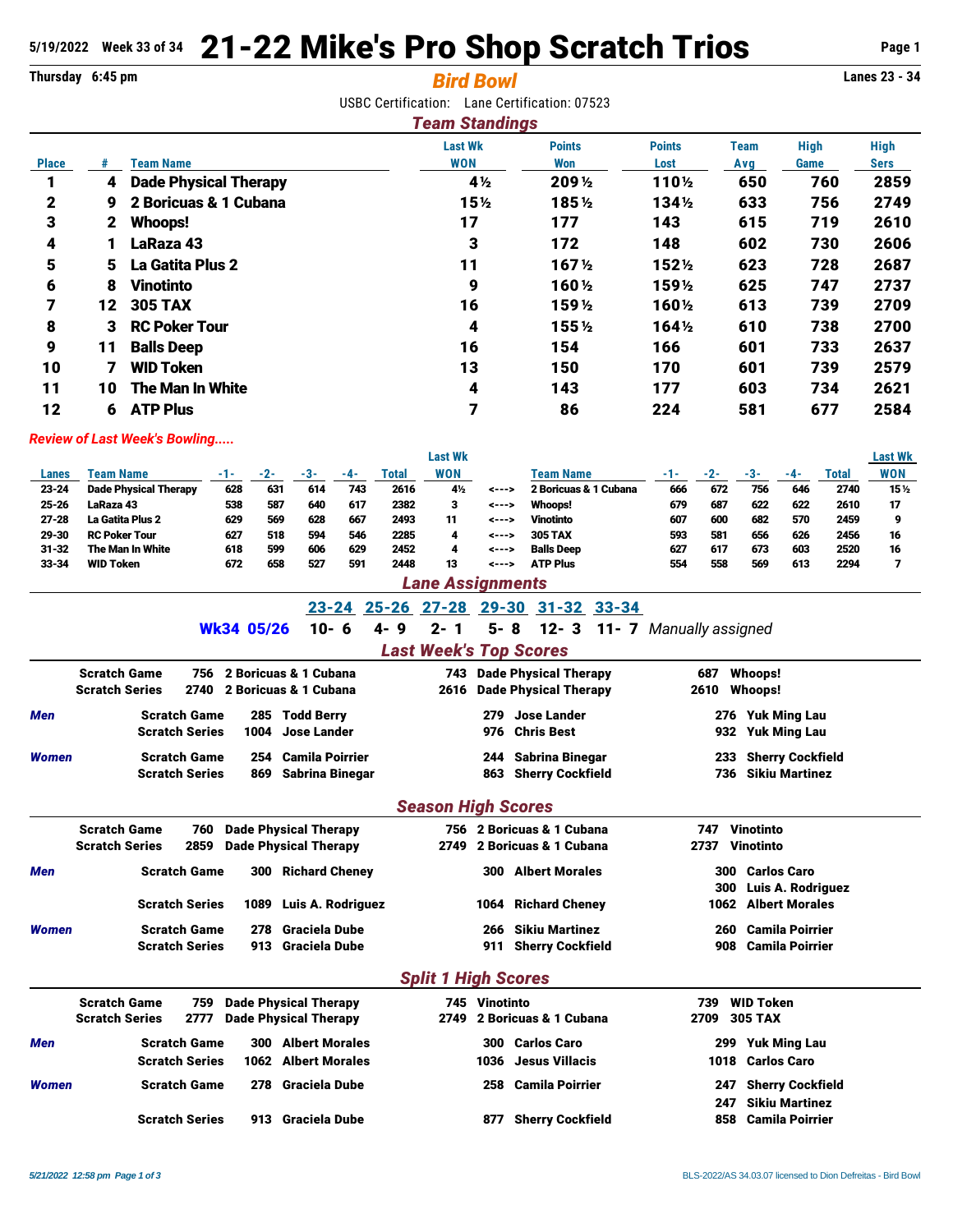5/19/2022 Week 33 of 34

# 21-22 Mike's Pro Shop Scratch Trios

Thursday 6:45 pm

***Bird Bowl***

Lanes 23 - 34

USBC Certification: Lane Certification: 07523

## *Team Standings*

| Place | # | Team Name | Last Wk WON | Points Won | Points Lost | Team Avg | High Game | High Sers |
|---|---|---|---|---|---|---|---|---|
| 1 | 4 | Dade Physical Therapy | 4½ | 209½ | 110½ | 650 | 760 | 2859 |
| 2 | 9 | 2 Boricuas & 1 Cubana | 15½ | 185½ | 134½ | 633 | 756 | 2749 |
| 3 | 2 | Whoops! | 17 | 177 | 143 | 615 | 719 | 2610 |
| 4 | 1 | LaRaza 43 | 3 | 172 | 148 | 602 | 730 | 2606 |
| 5 | 5 | La Gatita Plus 2 | 11 | 167½ | 152½ | 623 | 728 | 2687 |
| 6 | 8 | Vinotinto | 9 | 160½ | 159½ | 625 | 747 | 2737 |
| 7 | 12 | 305 TAX | 16 | 159½ | 160½ | 613 | 739 | 2709 |
| 8 | 3 | RC Poker Tour | 4 | 155½ | 164½ | 610 | 738 | 2700 |
| 9 | 11 | Balls Deep | 16 | 154 | 166 | 601 | 733 | 2637 |
| 10 | 7 | WID Token | 13 | 150 | 170 | 601 | 739 | 2579 |
| 11 | 10 | The Man In White | 4 | 143 | 177 | 603 | 734 | 2621 |
| 12 | 6 | ATP Plus | 7 | 86 | 224 | 581 | 677 | 2584 |

*Review of Last Week's Bowling.....*

| Lanes | Team Name | -1- | -2- | -3- | -4- | Total | Last Wk WON | | Team Name | -1- | -2- | -3- | -4- | Total | Last Wk WON |
|---|---|---|---|---|---|---|---|---|---|---|---|---|---|---|---|
| 23-24 | Dade Physical Therapy | 628 | 631 | 614 | 743 | 2616 | 4½ | <---> | 2 Boricuas & 1 Cubana | 666 | 672 | 756 | 646 | 2740 | 15½ |
| 25-26 | LaRaza 43 | 538 | 587 | 640 | 617 | 2382 | 3 | <---> | Whoops! | 679 | 687 | 622 | 622 | 2610 | 17 |
| 27-28 | La Gatita Plus 2 | 629 | 569 | 628 | 667 | 2493 | 11 | <---> | Vinotinto | 607 | 600 | 682 | 570 | 2459 | 9 |
| 29-30 | RC Poker Tour | 627 | 518 | 594 | 546 | 2285 | 4 | <---> | 305 TAX | 593 | 581 | 656 | 626 | 2456 | 16 |
| 31-32 | The Man In White | 618 | 599 | 606 | 629 | 2452 | 4 | <---> | Balls Deep | 627 | 617 | 673 | 603 | 2520 | 16 |
| 33-34 | WID Token | 672 | 658 | 527 | 591 | 2448 | 13 | <---> | ATP Plus | 554 | 558 | 569 | 613 | 2294 | 7 |

## *Lane Assignments*

| | 23-24 | 25-26 | 27-28 | 29-30 | 31-32 | 33-34 | |
|---|---|---|---|---|---|---|---|
| Wk34 05/26 | 10- 6 | 4- 9 | 2- 1 | 5- 8 | 12- 3 | 11- 7 | *Manually assigned* |

## *Last Week's Top Scores*

| | | | | | | |
|---|---|---|---|---|---|---|
| Scratch Game | 756 | 2 Boricuas & 1 Cubana | 743 | Dade Physical Therapy | 687 | Whoops! |
| Scratch Series | 2740 | 2 Boricuas & 1 Cubana | 2616 | Dade Physical Therapy | 2610 | Whoops! |
| ***Men*** Scratch Game | 285 | Todd Berry | 279 | Jose Lander | 276 | Yuk Ming Lau |
| Scratch Series | 1004 | Jose Lander | 976 | Chris Best | 932 | Yuk Ming Lau |
| ***Women*** Scratch Game | 254 | Camila Poirrier | 244 | Sabrina Binegar | 233 | Sherry Cockfield |
| Scratch Series | 869 | Sabrina Binegar | 863 | Sherry Cockfield | 736 | Sikiu Martinez |

## *Season High Scores*

| | | | | | | |
|---|---|---|---|---|---|---|
| Scratch Game | 760 | Dade Physical Therapy | 756 | 2 Boricuas & 1 Cubana | 747 | Vinotinto |
| Scratch Series | 2859 | Dade Physical Therapy | 2749 | 2 Boricuas & 1 Cubana | 2737 | Vinotinto |
| ***Men*** Scratch Game | 300 | Richard Cheney | 300 | Albert Morales | 300 | Carlos Caro |
| | | | | | 300 | Luis A. Rodriguez |
| Scratch Series | 1089 | Luis A. Rodriguez | 1064 | Richard Cheney | 1062 | Albert Morales |
| ***Women*** Scratch Game | 278 | Graciela Dube | 266 | Sikiu Martinez | 260 | Camila Poirrier |
| Scratch Series | 913 | Graciela Dube | 911 | Sherry Cockfield | 908 | Camila Poirrier |

## *Split 1 High Scores*

| | | | | | | |
|---|---|---|---|---|---|---|
| Scratch Game | 759 | Dade Physical Therapy | 745 | Vinotinto | 739 | WID Token |
| Scratch Series | 2777 | Dade Physical Therapy | 2749 | 2 Boricuas & 1 Cubana | 2709 | 305 TAX |
| ***Men*** Scratch Game | 300 | Albert Morales | 300 | Carlos Caro | 299 | Yuk Ming Lau |
| Scratch Series | 1062 | Albert Morales | 1036 | Jesus Villacis | 1018 | Carlos Caro |
| ***Women*** Scratch Game | 278 | Graciela Dube | 258 | Camila Poirrier | 247 | Sherry Cockfield |
| | | | | | 247 | Sikiu Martinez |
| Scratch Series | 913 | Graciela Dube | 877 | Sherry Cockfield | 858 | Camila Poirrier |

*5/21/2022 12:58 pm*

BLS-2022/AS 34.03.07 licensed to Dion Defreitas - Bird Bowl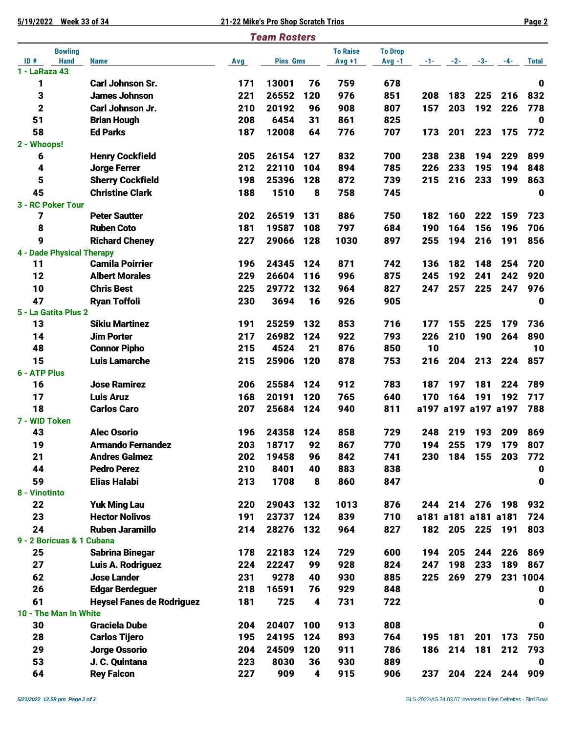## Team Rosters

| ID # | Bowling Hand | Name | Avg | Pins | Gms | To Raise Avg +1 | To Drop Avg -1 | -1- | -2- | -3- | -4- | Total |
|---|---|---|---|---|---|---|---|---|---|---|---|---|
| **1 - LaRaza 43** | | | | | | | | | | | | |
| 1 | | Carl Johnson Sr. | 171 | 13001 | 76 | 759 | 678 | | | | | 0 |
| 3 | | James Johnson | 221 | 26552 | 120 | 976 | 851 | 208 | 183 | 225 | 216 | 832 |
| 2 | | Carl Johnson Jr. | 210 | 20192 | 96 | 908 | 807 | 157 | 203 | 192 | 226 | 778 |
| 51 | | Brian Hough | 208 | 6454 | 31 | 861 | 825 | | | | | 0 |
| 58 | | Ed Parks | 187 | 12008 | 64 | 776 | 707 | 173 | 201 | 223 | 175 | 772 |
| **2 - Whoops!** | | | | | | | | | | | | |
| 6 | | Henry Cockfield | 205 | 26154 | 127 | 832 | 700 | 238 | 238 | 194 | 229 | 899 |
| 4 | | Jorge Ferrer | 212 | 22110 | 104 | 894 | 785 | 226 | 233 | 195 | 194 | 848 |
| 5 | | Sherry Cockfield | 198 | 25396 | 128 | 872 | 739 | 215 | 216 | 233 | 199 | 863 |
| 45 | | Christine Clark | 188 | 1510 | 8 | 758 | 745 | | | | | 0 |
| **3 - RC Poker Tour** | | | | | | | | | | | | |
| 7 | | Peter Sautter | 202 | 26519 | 131 | 886 | 750 | 182 | 160 | 222 | 159 | 723 |
| 8 | | Ruben Coto | 181 | 19587 | 108 | 797 | 684 | 190 | 164 | 156 | 196 | 706 |
| 9 | | Richard Cheney | 227 | 29066 | 128 | 1030 | 897 | 255 | 194 | 216 | 191 | 856 |
| **4 - Dade Physical Therapy** | | | | | | | | | | | | |
| 11 | | Camila Poirrier | 196 | 24345 | 124 | 871 | 742 | 136 | 182 | 148 | 254 | 720 |
| 12 | | Albert Morales | 229 | 26604 | 116 | 996 | 875 | 245 | 192 | 241 | 242 | 920 |
| 10 | | Chris Best | 225 | 29772 | 132 | 964 | 827 | 247 | 257 | 225 | 247 | 976 |
| 47 | | Ryan Toffoli | 230 | 3694 | 16 | 926 | 905 | | | | | 0 |
| **5 - La Gatita Plus 2** | | | | | | | | | | | | |
| 13 | | Sikiu Martinez | 191 | 25259 | 132 | 853 | 716 | 177 | 155 | 225 | 179 | 736 |
| 14 | | Jim Porter | 217 | 26982 | 124 | 922 | 793 | 226 | 210 | 190 | 264 | 890 |
| 48 | | Connor Pipho | 215 | 4524 | 21 | 876 | 850 | 10 | | | | 10 |
| 15 | | Luis Lamarche | 215 | 25906 | 120 | 878 | 753 | 216 | 204 | 213 | 224 | 857 |
| **6 - ATP Plus** | | | | | | | | | | | | |
| 16 | | Jose Ramirez | 206 | 25584 | 124 | 912 | 783 | 187 | 197 | 181 | 224 | 789 |
| 17 | | Luis Aruz | 168 | 20191 | 120 | 765 | 640 | 170 | 164 | 191 | 192 | 717 |
| 18 | | Carlos Caro | 207 | 25684 | 124 | 940 | 811 | a197 | a197 | a197 | a197 | 788 |
| **7 - WID Token** | | | | | | | | | | | | |
| 43 | | Alec Osorio | 196 | 24358 | 124 | 858 | 729 | 248 | 219 | 193 | 209 | 869 |
| 19 | | Armando Fernandez | 203 | 18717 | 92 | 867 | 770 | 194 | 255 | 179 | 179 | 807 |
| 21 | | Andres Galmez | 202 | 19458 | 96 | 842 | 741 | 230 | 184 | 155 | 203 | 772 |
| 44 | | Pedro Perez | 210 | 8401 | 40 | 883 | 838 | | | | | 0 |
| 59 | | Elias Halabi | 213 | 1708 | 8 | 860 | 847 | | | | | 0 |
| **8 - Vinotinto** | | | | | | | | | | | | |
| 22 | | Yuk Ming Lau | 220 | 29043 | 132 | 1013 | 876 | 244 | 214 | 276 | 198 | 932 |
| 23 | | Hector Nolivos | 191 | 23737 | 124 | 839 | 710 | a181 | a181 | a181 | a181 | 724 |
| 24 | | Ruben Jaramillo | 214 | 28276 | 132 | 964 | 827 | 182 | 205 | 225 | 191 | 803 |
| **9 - 2 Boricuas & 1 Cubana** | | | | | | | | | | | | |
| 25 | | Sabrina Binegar | 178 | 22183 | 124 | 729 | 600 | 194 | 205 | 244 | 226 | 869 |
| 27 | | Luis A. Rodriguez | 224 | 22247 | 99 | 928 | 824 | 247 | 198 | 233 | 189 | 867 |
| 62 | | Jose Lander | 231 | 9278 | 40 | 930 | 885 | 225 | 269 | 279 | 231 | 1004 |
| 26 | | Edgar Berdeguer | 218 | 16591 | 76 | 929 | 848 | | | | | 0 |
| 61 | | Heysel Fanes de Rodriguez | 181 | 725 | 4 | 731 | 722 | | | | | 0 |
| **10 - The Man In White** | | | | | | | | | | | | |
| 30 | | Graciela Dube | 204 | 20407 | 100 | 913 | 808 | | | | | 0 |
| 28 | | Carlos Tijero | 195 | 24195 | 124 | 893 | 764 | 195 | 181 | 201 | 173 | 750 |
| 29 | | Jorge Ossorio | 204 | 24509 | 120 | 911 | 786 | 186 | 214 | 181 | 212 | 793 |
| 53 | | J. C. Quintana | 223 | 8030 | 36 | 930 | 889 | | | | | 0 |
| 64 | | Rey Falcon | 227 | 909 | 4 | 915 | 906 | 237 | 204 | 224 | 244 | 909 |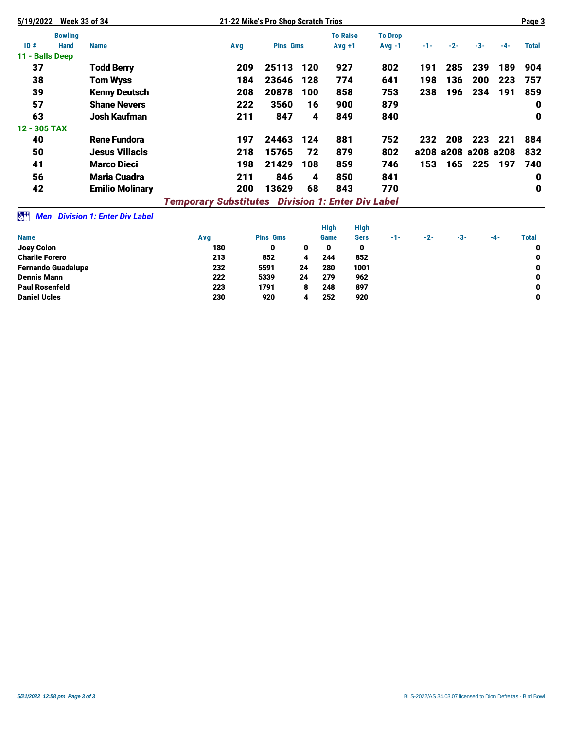| ID # | Bowling Hand | Name | Avg | Pins | Gms | To Raise Avg +1 | To Drop Avg -1 | -1- | -2- | -3- | -4- | Total |
|---|---|---|---|---|---|---|---|---|---|---|---|---|
| **11 - Balls Deep** | | | | | | | | | | | | |
| 37 | | **Todd Berry** | 209 | 25113 | 120 | 927 | 802 | 191 | 285 | 239 | 189 | 904 |
| 38 | | **Tom Wyss** | 184 | 23646 | 128 | 774 | 641 | 198 | 136 | 200 | 223 | 757 |
| 39 | | **Kenny Deutsch** | 208 | 20878 | 100 | 858 | 753 | 238 | 196 | 234 | 191 | 859 |
| 57 | | **Shane Nevers** | 222 | 3560 | 16 | 900 | 879 | | | | | 0 |
| 63 | | **Josh Kaufman** | 211 | 847 | 4 | 849 | 840 | | | | | 0 |
| **12 - 305 TAX** | | | | | | | | | | | | |
| 40 | | **Rene Fundora** | 197 | 24463 | 124 | 881 | 752 | 232 | 208 | 223 | 221 | 884 |
| 50 | | **Jesus Villacis** | 218 | 15765 | 72 | 879 | 802 | a208 | a208 | a208 | a208 | 832 |
| 41 | | **Marco Dieci** | 198 | 21429 | 108 | 859 | 746 | 153 | 165 | 225 | 197 | 740 |
| 56 | | **Maria Cuadra** | 211 | 846 | 4 | 850 | 841 | | | | | 0 |
| 42 | | **Emilio Molinary** | 200 | 13629 | 68 | 843 | 770 | | | | | 0 |

### *Temporary Substitutes Division 1: Enter Div Label*

#### *Men Division 1: Enter Div Label*

| Name | Avg | Pins | Gms | High Game | High Sers | -1- | -2- | -3- | -4- | Total |
|---|---|---|---|---|---|---|---|---|---|---|
| **Joey Colon** | 180 | 0 | 0 | 0 | 0 | | | | | 0 |
| **Charlie Forero** | 213 | 852 | 4 | 244 | 852 | | | | | 0 |
| **Fernando Guadalupe** | 232 | 5591 | 24 | 280 | 1001 | | | | | 0 |
| **Dennis Mann** | 222 | 5339 | 24 | 279 | 962 | | | | | 0 |
| **Paul Rosenfeld** | 223 | 1791 | 8 | 248 | 897 | | | | | 0 |
| **Daniel Ucles** | 230 | 920 | 4 | 252 | 920 | | | | | 0 |